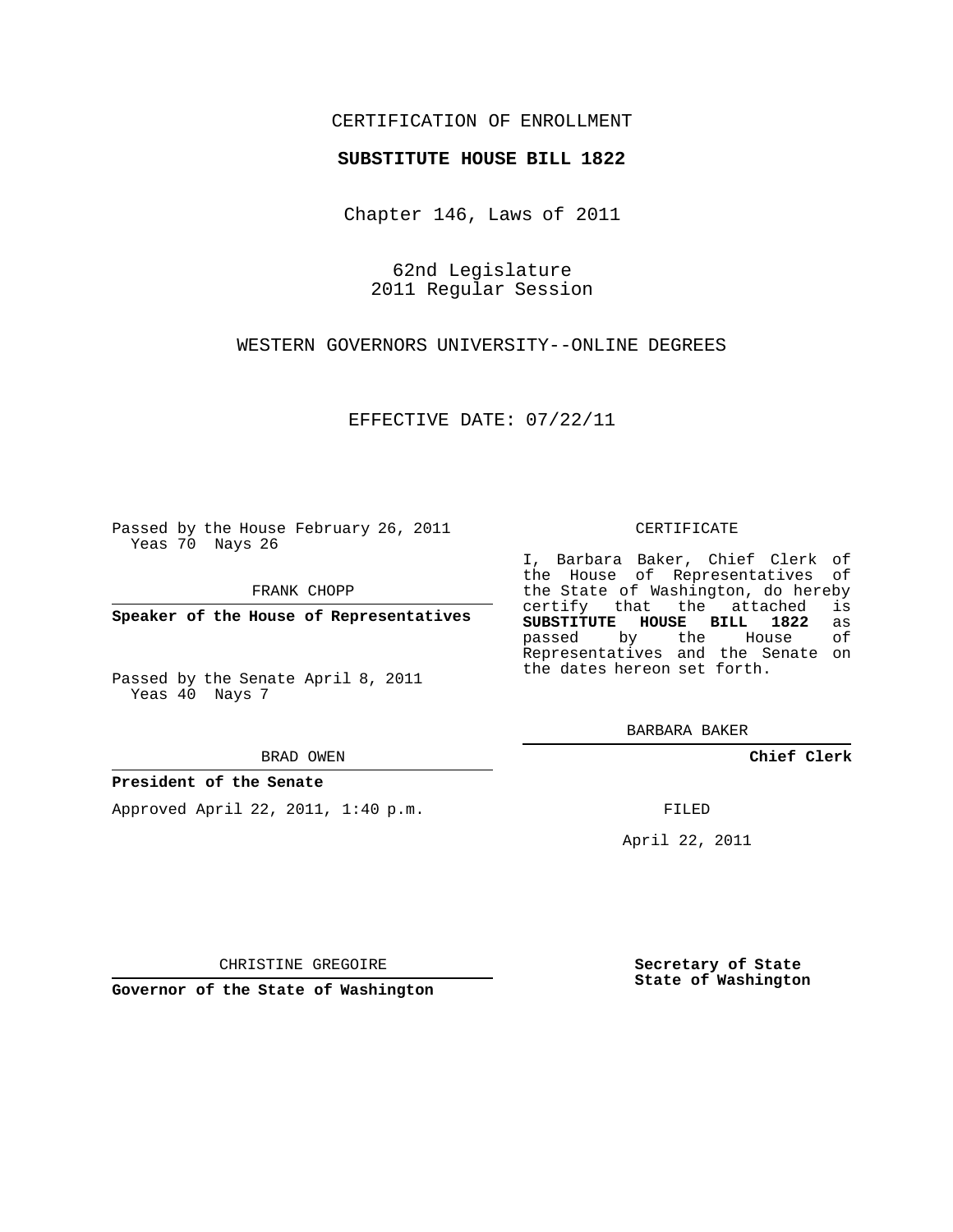CERTIFICATION OF ENROLLMENT

**SUBSTITUTE HOUSE BILL 1822**

Chapter 146, Laws of 2011

62nd Legislature
2011 Regular Session

WESTERN GOVERNORS UNIVERSITY--ONLINE DEGREES

EFFECTIVE DATE: 07/22/11

Passed by the House February 26, 2011
Yeas 70 Nays 26

FRANK CHOPP

**Speaker of the House of Representatives**

Passed by the Senate April 8, 2011
Yeas 40 Nays 7

BRAD OWEN

**President of the Senate**

Approved April 22, 2011, 1:40 p.m.

CHRISTINE GREGOIRE

**Governor of the State of Washington**

CERTIFICATE

I, Barbara Baker, Chief Clerk of the House of Representatives of the State of Washington, do hereby certify that the attached is **SUBSTITUTE HOUSE BILL 1822** as passed by the House of Representatives and the Senate on the dates hereon set forth.

BARBARA BAKER

**Chief Clerk**

FILED

April 22, 2011

**Secretary of State**
**State of Washington**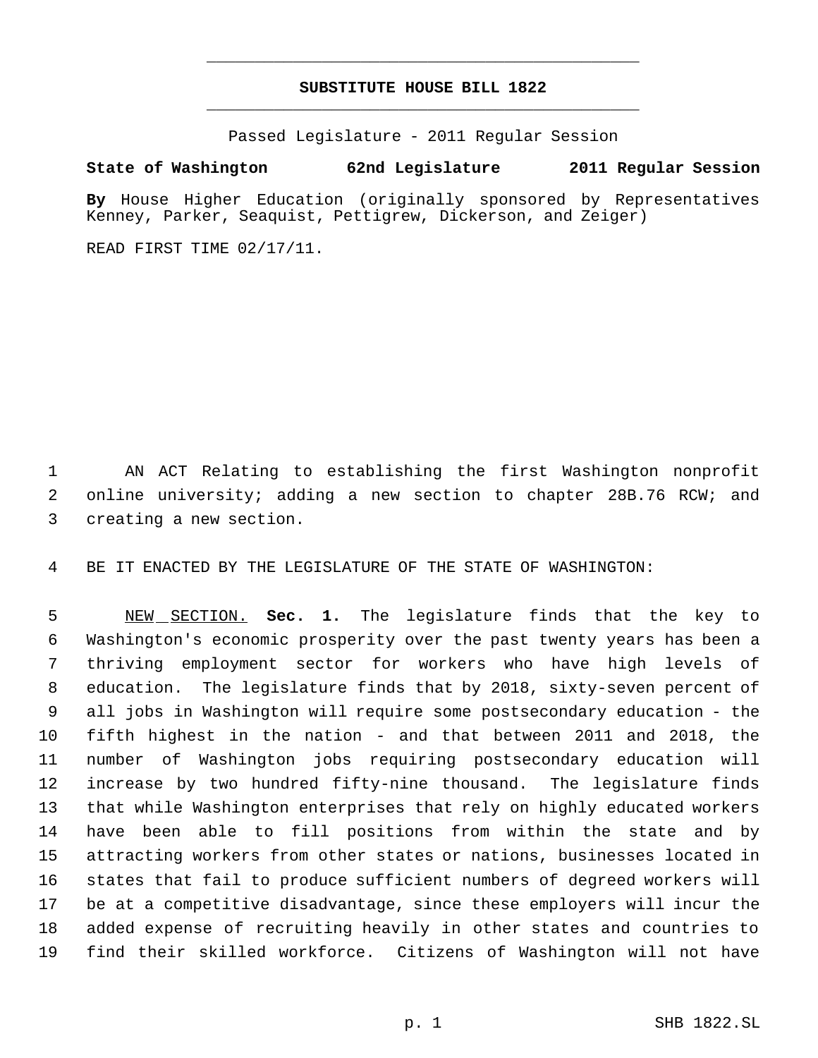# SUBSTITUTE HOUSE BILL 1822

Passed Legislature - 2011 Regular Session

**State of Washington 62nd Legislature 2011 Regular Session**

**By** House Higher Education (originally sponsored by Representatives Kenney, Parker, Seaquist, Pettigrew, Dickerson, and Zeiger)

READ FIRST TIME 02/17/11.

AN ACT Relating to establishing the first Washington nonprofit online university; adding a new section to chapter 28B.76 RCW; and creating a new section.

BE IT ENACTED BY THE LEGISLATURE OF THE STATE OF WASHINGTON:

NEW SECTION. **Sec. 1.** The legislature finds that the key to Washington's economic prosperity over the past twenty years has been a thriving employment sector for workers who have high levels of education. The legislature finds that by 2018, sixty-seven percent of all jobs in Washington will require some postsecondary education - the fifth highest in the nation - and that between 2011 and 2018, the number of Washington jobs requiring postsecondary education will increase by two hundred fifty-nine thousand. The legislature finds that while Washington enterprises that rely on highly educated workers have been able to fill positions from within the state and by attracting workers from other states or nations, businesses located in states that fail to produce sufficient numbers of degreed workers will be at a competitive disadvantage, since these employers will incur the added expense of recruiting heavily in other states and countries to find their skilled workforce. Citizens of Washington will not have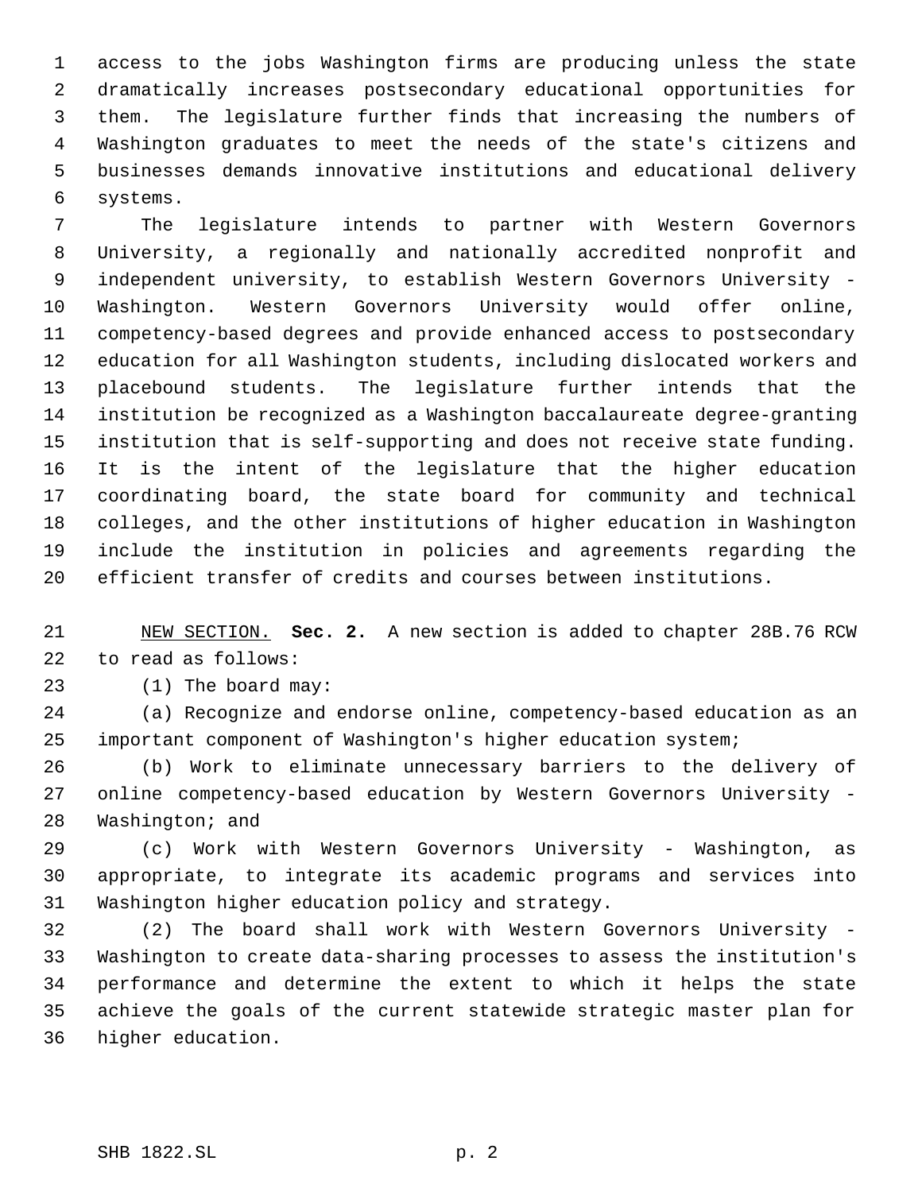access to the jobs Washington firms are producing unless the state dramatically increases postsecondary educational opportunities for them. The legislature further finds that increasing the numbers of Washington graduates to meet the needs of the state's citizens and businesses demands innovative institutions and educational delivery systems.

The legislature intends to partner with Western Governors University, a regionally and nationally accredited nonprofit and independent university, to establish Western Governors University - Washington. Western Governors University would offer online, competency-based degrees and provide enhanced access to postsecondary education for all Washington students, including dislocated workers and placebound students. The legislature further intends that the institution be recognized as a Washington baccalaureate degree-granting institution that is self-supporting and does not receive state funding. It is the intent of the legislature that the higher education coordinating board, the state board for community and technical colleges, and the other institutions of higher education in Washington include the institution in policies and agreements regarding the efficient transfer of credits and courses between institutions.

NEW SECTION. **Sec. 2.** A new section is added to chapter 28B.76 RCW to read as follows:

(1) The board may:

(a) Recognize and endorse online, competency-based education as an important component of Washington's higher education system;

(b) Work to eliminate unnecessary barriers to the delivery of online competency-based education by Western Governors University - Washington; and

(c) Work with Western Governors University - Washington, as appropriate, to integrate its academic programs and services into Washington higher education policy and strategy.

(2) The board shall work with Western Governors University - Washington to create data-sharing processes to assess the institution's performance and determine the extent to which it helps the state achieve the goals of the current statewide strategic master plan for higher education.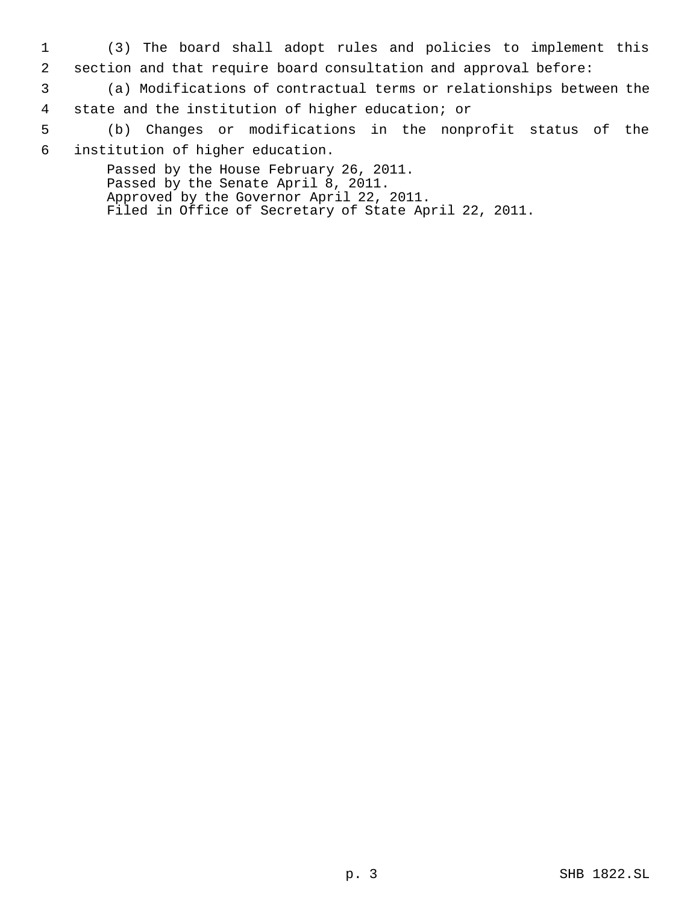(3) The board shall adopt rules and policies to implement this section and that require board consultation and approval before:

(a) Modifications of contractual terms or relationships between the state and the institution of higher education; or

(b) Changes or modifications in the nonprofit status of the institution of higher education.

Passed by the House February 26, 2011.
Passed by the Senate April 8, 2011.
Approved by the Governor April 22, 2011.
Filed in Office of Secretary of State April 22, 2011.